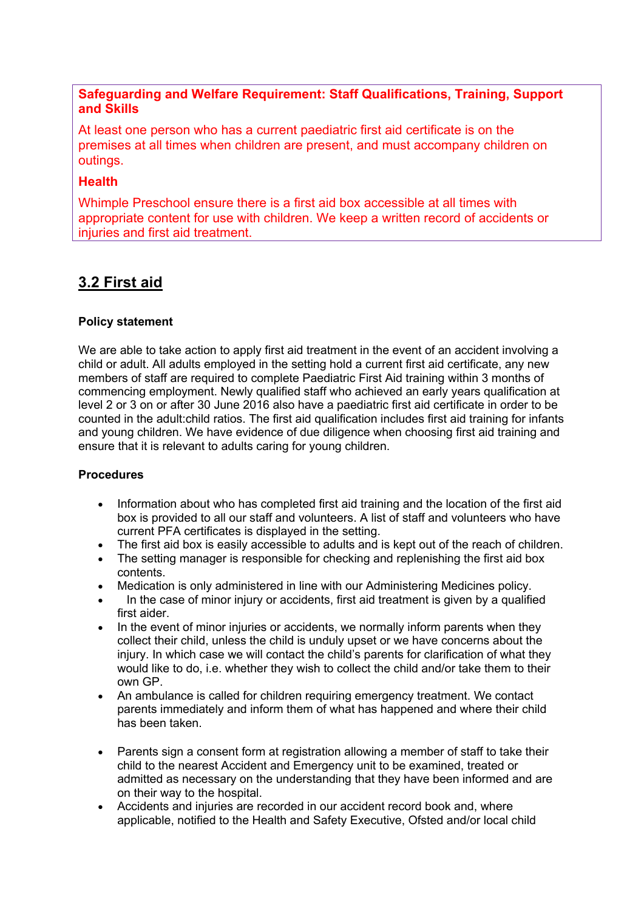**Safeguarding and Welfare Requirement: Staff Qualifications, Training, Support and Skills**

At least one person who has a current paediatric first aid certificate is on the premises at all times when children are present, and must accompany children on outings.

**Health**

Whimple Preschool ensure there is a first aid box accessible at all times with appropriate content for use with children. We keep a written record of accidents or injuries and first aid treatment.

## 3.2 First aid

**Policy statement**

We are able to take action to apply first aid treatment in the event of an accident involving a child or adult. All adults employed in the setting hold a current first aid certificate, any new members of staff are required to complete Paediatric First Aid training within 3 months of commencing employment. Newly qualified staff who achieved an early years qualification at level 2 or 3 on or after 30 June 2016 also have a paediatric first aid certificate in order to be counted in the adult:child ratios. The first aid qualification includes first aid training for infants and young children. We have evidence of due diligence when choosing first aid training and ensure that it is relevant to adults caring for young children.

**Procedures**

- Information about who has completed first aid training and the location of the first aid box is provided to all our staff and volunteers. A list of staff and volunteers who have current PFA certificates is displayed in the setting.
- The first aid box is easily accessible to adults and is kept out of the reach of children.
- The setting manager is responsible for checking and replenishing the first aid box contents.
- Medication is only administered in line with our Administering Medicines policy.
- In the case of minor injury or accidents, first aid treatment is given by a qualified first aider.
- In the event of minor injuries or accidents, we normally inform parents when they collect their child, unless the child is unduly upset or we have concerns about the injury. In which case we will contact the child's parents for clarification of what they would like to do, i.e. whether they wish to collect the child and/or take them to their own GP.
- An ambulance is called for children requiring emergency treatment. We contact parents immediately and inform them of what has happened and where their child has been taken.
- Parents sign a consent form at registration allowing a member of staff to take their child to the nearest Accident and Emergency unit to be examined, treated or admitted as necessary on the understanding that they have been informed and are on their way to the hospital.
- Accidents and injuries are recorded in our accident record book and, where applicable, notified to the Health and Safety Executive, Ofsted and/or local child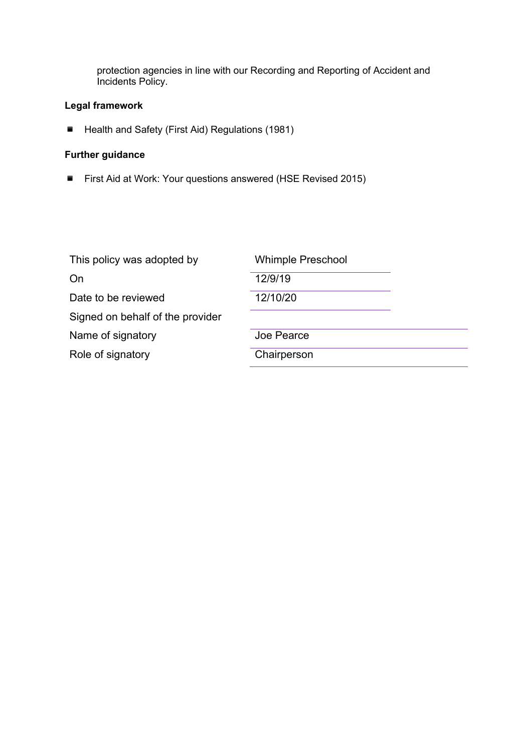protection agencies in line with our Recording and Reporting of Accident and Incidents Policy.

**Legal framework**

- Health and Safety (First Aid) Regulations (1981)

**Further guidance**

- First Aid at Work: Your questions answered (HSE Revised 2015)

| | |
|---|---|
| This policy was adopted by | Whimple Preschool |
| On | 12/9/19 |
| Date to be reviewed | 12/10/20 |
| Signed on behalf of the provider | |
| Name of signatory | Joe Pearce |
| Role of signatory | Chairperson |